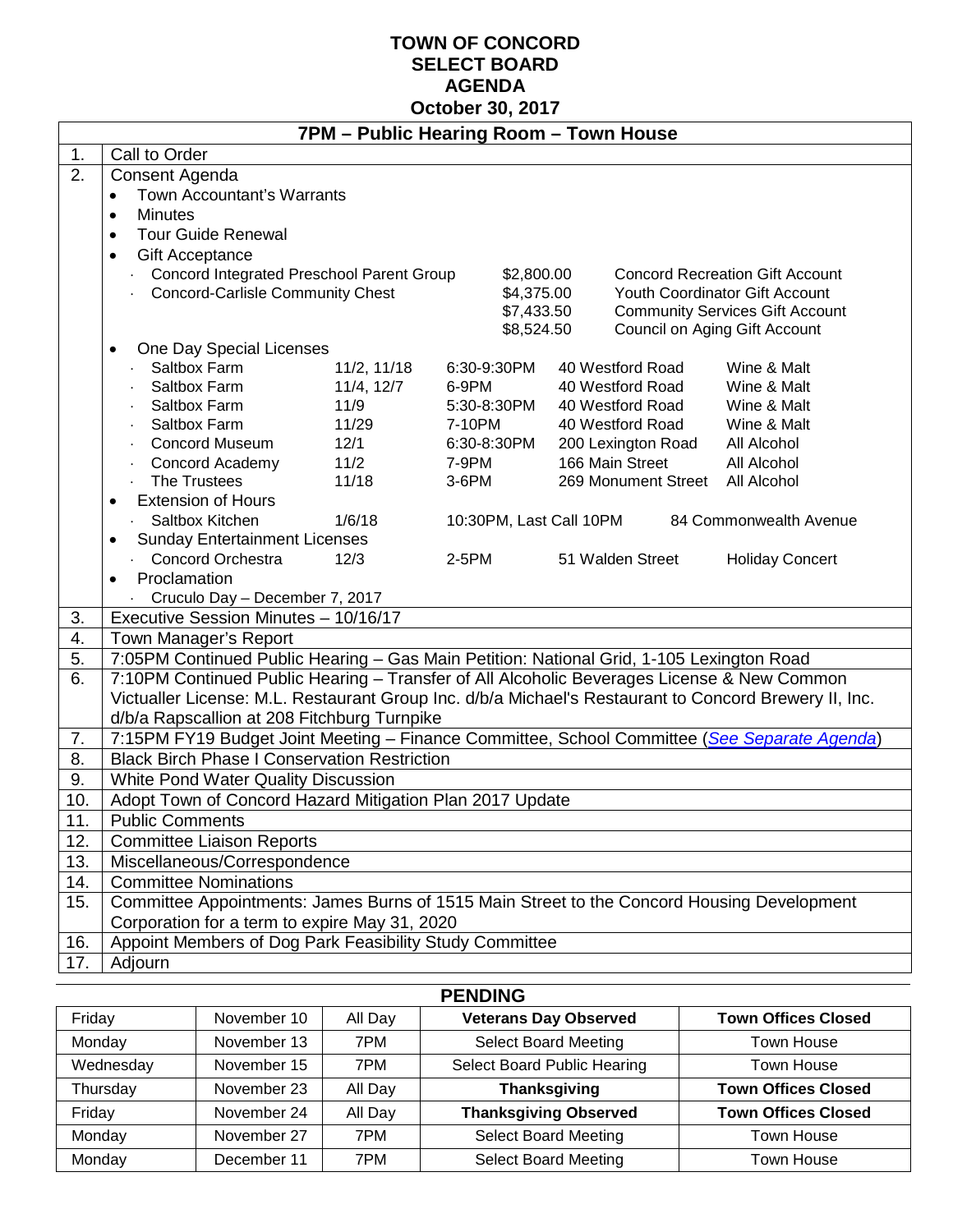# TOWN OF CONCORD
## SELECT BOARD
## AGENDA
## October 30, 2017

**7PM – Public Hearing Room – Town House**

1. Call to Order
2. Consent Agenda
   - Town Accountant's Warrants
   - Minutes
   - Tour Guide Renewal
   - Gift Acceptance
     - Concord Integrated Preschool Parent Group — $2,800.00 — Concord Recreation Gift Account
     - Concord-Carlisle Community Chest — $4,375.00 — Youth Coordinator Gift Account
       - $7,433.50 — Community Services Gift Account
       - $8,524.50 — Council on Aging Gift Account
   - One Day Special Licenses

     | | | | | |
     |---|---|---|---|---|
     | Saltbox Farm | 11/2, 11/18 | 6:30-9:30PM | 40 Westford Road | Wine & Malt |
     | Saltbox Farm | 11/4, 12/7 | 6-9PM | 40 Westford Road | Wine & Malt |
     | Saltbox Farm | 11/9 | 5:30-8:30PM | 40 Westford Road | Wine & Malt |
     | Saltbox Farm | 11/29 | 7-10PM | 40 Westford Road | Wine & Malt |
     | Concord Museum | 12/1 | 6:30-8:30PM | 200 Lexington Road | All Alcohol |
     | Concord Academy | 11/2 | 7-9PM | 166 Main Street | All Alcohol |
     | The Trustees | 11/18 | 3-6PM | 269 Monument Street | All Alcohol |

   - Extension of Hours
     - Saltbox Kitchen — 1/6/18 — 10:30PM, Last Call 10PM — 84 Commonwealth Avenue
   - Sunday Entertainment Licenses
     - Concord Orchestra — 12/3 — 2-5PM — 51 Walden Street — Holiday Concert
   - Proclamation
     - Cruculo Day – December 7, 2017
3. Executive Session Minutes – 10/16/17
4. Town Manager's Report
5. 7:05PM Continued Public Hearing – Gas Main Petition: National Grid, 1-105 Lexington Road
6. 7:10PM Continued Public Hearing – Transfer of All Alcoholic Beverages License & New Common Victualler License: M.L. Restaurant Group Inc. d/b/a Michael's Restaurant to Concord Brewery II, Inc. d/b/a Rapscallion at 208 Fitchburg Turnpike
7. 7:15PM FY19 Budget Joint Meeting – Finance Committee, School Committee (*See Separate Agenda*)
8. Black Birch Phase I Conservation Restriction
9. White Pond Water Quality Discussion
10. Adopt Town of Concord Hazard Mitigation Plan 2017 Update
11. Public Comments
12. Committee Liaison Reports
13. Miscellaneous/Correspondence
14. Committee Nominations
15. Committee Appointments: James Burns of 1515 Main Street to the Concord Housing Development Corporation for a term to expire May 31, 2020
16. Appoint Members of Dog Park Feasibility Study Committee
17. Adjourn

## PENDING

| | | | | |
|---|---|---|---|---|
| Friday | November 10 | All Day | **Veterans Day Observed** | **Town Offices Closed** |
| Monday | November 13 | 7PM | Select Board Meeting | Town House |
| Wednesday | November 15 | 7PM | Select Board Public Hearing | Town House |
| Thursday | November 23 | All Day | **Thanksgiving** | **Town Offices Closed** |
| Friday | November 24 | All Day | **Thanksgiving Observed** | **Town Offices Closed** |
| Monday | November 27 | 7PM | Select Board Meeting | Town House |
| Monday | December 11 | 7PM | Select Board Meeting | Town House |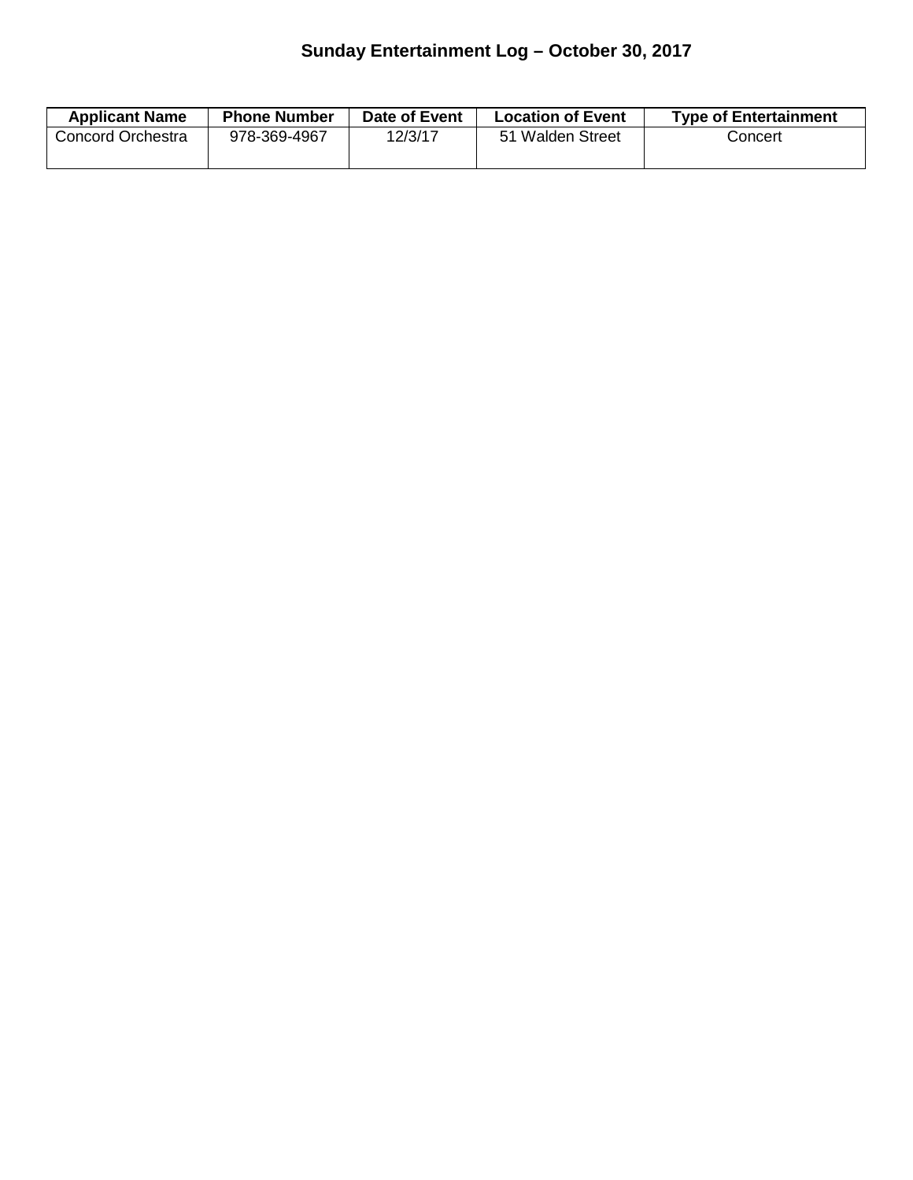## Sunday Entertainment Log – October 30, 2017

| Applicant Name | Phone Number | Date of Event | Location of Event | Type of Entertainment |
|---|---|---|---|---|
| Concord Orchestra | 978-369-4967 | 12/3/17 | 51 Walden Street | Concert |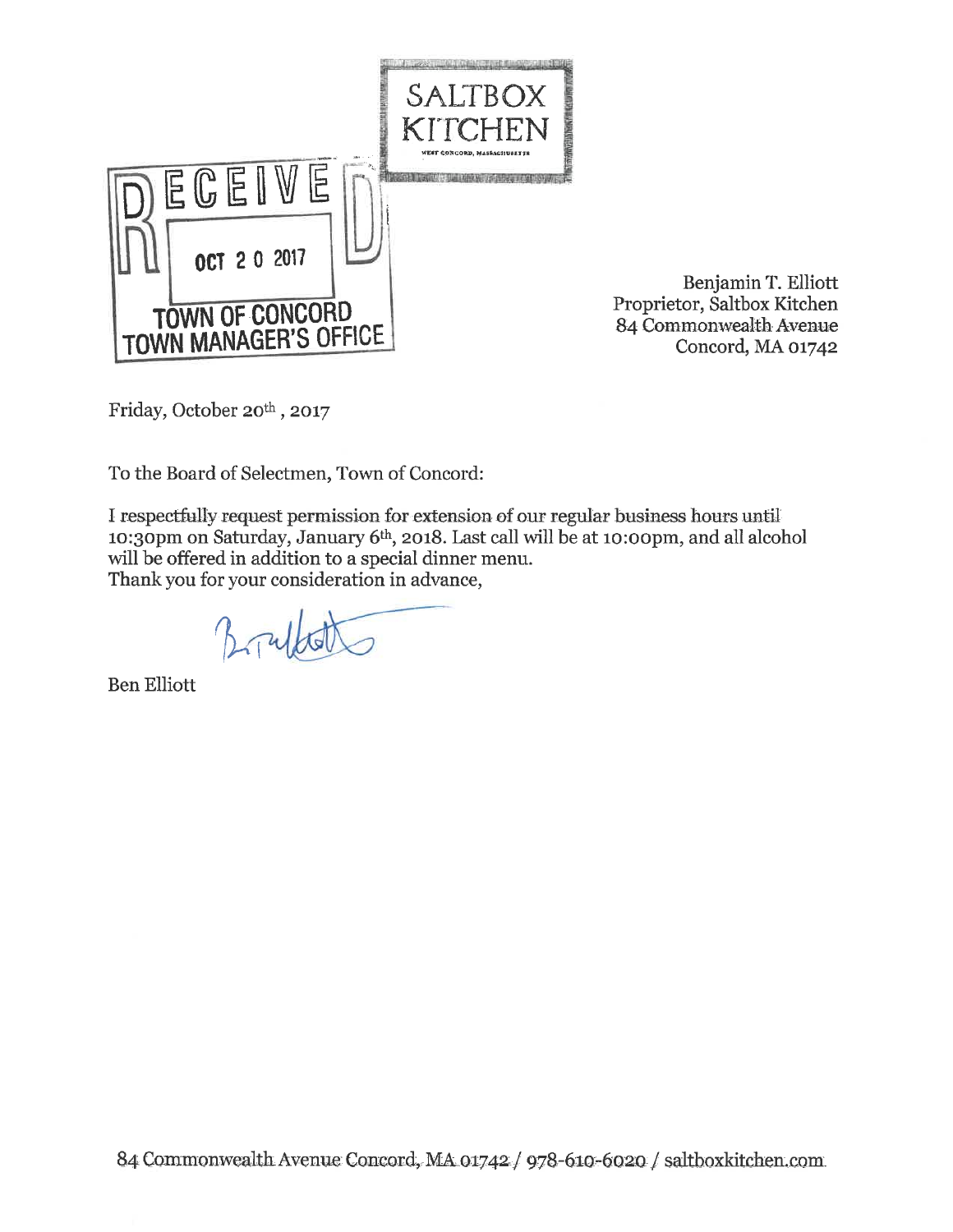SALTBOX KITCHEN

WEST CONCORD, MASSACHUSETTS

RECEIVED

OCT 20 2017

TOWN OF CONCORD
TOWN MANAGER'S OFFICE

Benjamin T. Elliott
Proprietor, Saltbox Kitchen
84 Commonwealth Avenue
Concord, MA 01742

Friday, October 20th, 2017

To the Board of Selectmen, Town of Concord:

I respectfully request permission for extension of our regular business hours until 10:30pm on Saturday, January 6th, 2018. Last call will be at 10:00pm, and all alcohol will be offered in addition to a special dinner menu.
Thank you for your consideration in advance,

Ben Elliott

84 Commonwealth Avenue Concord, MA 01742 / 978-610-6020 / saltboxkitchen.com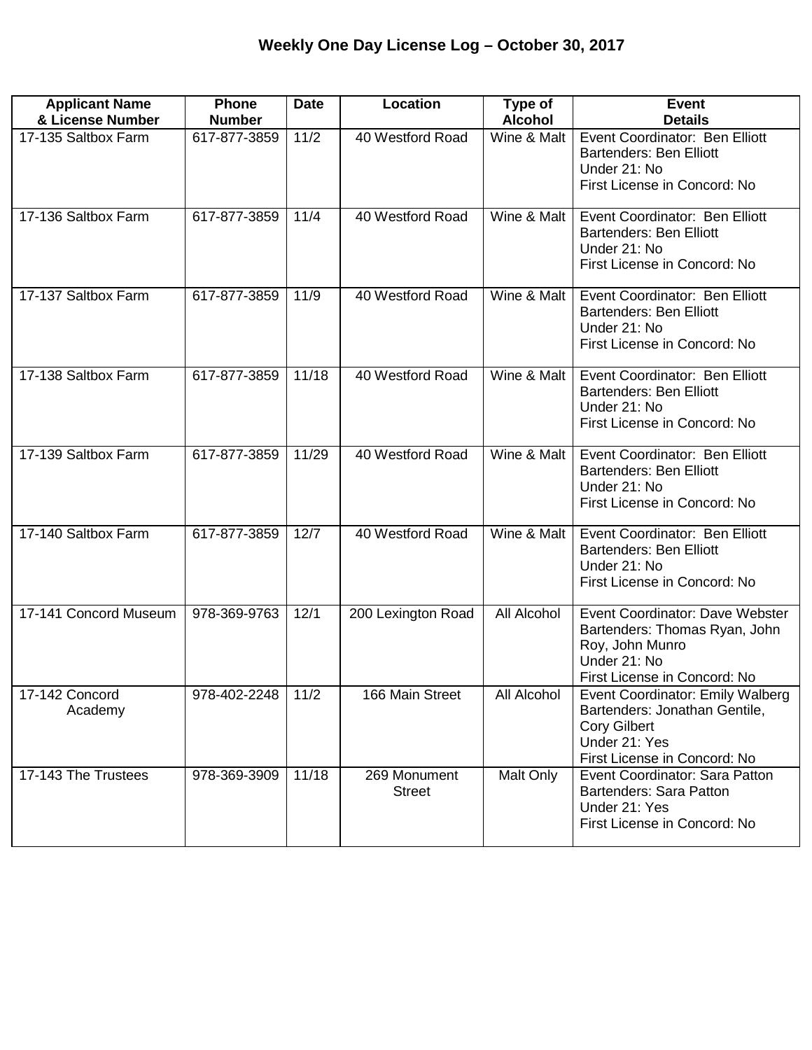# Weekly One Day License Log – October 30, 2017

| Applicant Name & License Number | Phone Number | Date | Location | Type of Alcohol | Event Details |
|---|---|---|---|---|---|
| 17-135 Saltbox Farm | 617-877-3859 | 11/2 | 40 Westford Road | Wine & Malt | Event Coordinator: Ben Elliott<br>Bartenders: Ben Elliott<br>Under 21: No<br>First License in Concord: No |
| 17-136 Saltbox Farm | 617-877-3859 | 11/4 | 40 Westford Road | Wine & Malt | Event Coordinator: Ben Elliott<br>Bartenders: Ben Elliott<br>Under 21: No<br>First License in Concord: No |
| 17-137 Saltbox Farm | 617-877-3859 | 11/9 | 40 Westford Road | Wine & Malt | Event Coordinator: Ben Elliott<br>Bartenders: Ben Elliott<br>Under 21: No<br>First License in Concord: No |
| 17-138 Saltbox Farm | 617-877-3859 | 11/18 | 40 Westford Road | Wine & Malt | Event Coordinator: Ben Elliott<br>Bartenders: Ben Elliott<br>Under 21: No<br>First License in Concord: No |
| 17-139 Saltbox Farm | 617-877-3859 | 11/29 | 40 Westford Road | Wine & Malt | Event Coordinator: Ben Elliott<br>Bartenders: Ben Elliott<br>Under 21: No<br>First License in Concord: No |
| 17-140 Saltbox Farm | 617-877-3859 | 12/7 | 40 Westford Road | Wine & Malt | Event Coordinator: Ben Elliott<br>Bartenders: Ben Elliott<br>Under 21: No<br>First License in Concord: No |
| 17-141 Concord Museum | 978-369-9763 | 12/1 | 200 Lexington Road | All Alcohol | Event Coordinator: Dave Webster<br>Bartenders: Thomas Ryan, John Roy, John Munro<br>Under 21: No<br>First License in Concord: No |
| 17-142 Concord Academy | 978-402-2248 | 11/2 | 166 Main Street | All Alcohol | Event Coordinator: Emily Walberg<br>Bartenders: Jonathan Gentile, Cory Gilbert<br>Under 21: Yes<br>First License in Concord: No |
| 17-143 The Trustees | 978-369-3909 | 11/18 | 269 Monument Street | Malt Only | Event Coordinator: Sara Patton<br>Bartenders: Sara Patton<br>Under 21: Yes<br>First License in Concord: No |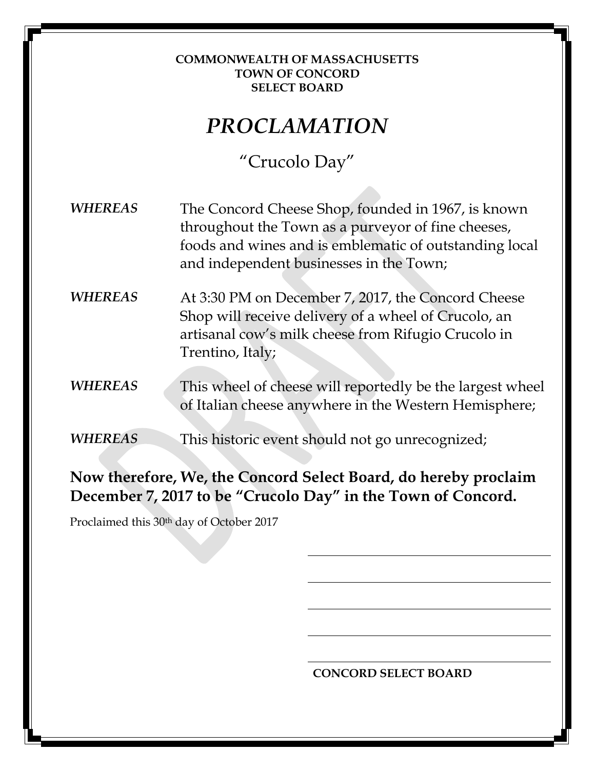**COMMONWEALTH OF MASSACHUSETTS**
**TOWN OF CONCORD**
**SELECT BOARD**

# *PROCLAMATION*

## "Crucolo Day"

***WHEREAS*** The Concord Cheese Shop, founded in 1967, is known throughout the Town as a purveyor of fine cheeses, foods and wines and is emblematic of outstanding local and independent businesses in the Town;

***WHEREAS*** At 3:30 PM on December 7, 2017, the Concord Cheese Shop will receive delivery of a wheel of Crucolo, an artisanal cow's milk cheese from Rifugio Crucolo in Trentino, Italy;

***WHEREAS*** This wheel of cheese will reportedly be the largest wheel of Italian cheese anywhere in the Western Hemisphere;

***WHEREAS*** This historic event should not go unrecognized;

**Now therefore, We, the Concord Select Board, do hereby proclaim December 7, 2017 to be "Crucolo Day" in the Town of Concord.**

Proclaimed this 30th day of October 2017

\_\_\_\_\_\_\_\_\_\_\_\_\_\_\_\_\_\_\_\_\_\_\_\_\_\_\_\_\_\_\_\_\_\_

\_\_\_\_\_\_\_\_\_\_\_\_\_\_\_\_\_\_\_\_\_\_\_\_\_\_\_\_\_\_\_\_\_\_

\_\_\_\_\_\_\_\_\_\_\_\_\_\_\_\_\_\_\_\_\_\_\_\_\_\_\_\_\_\_\_\_\_\_

\_\_\_\_\_\_\_\_\_\_\_\_\_\_\_\_\_\_\_\_\_\_\_\_\_\_\_\_\_\_\_\_\_\_

\_\_\_\_\_\_\_\_\_\_\_\_\_\_\_\_\_\_\_\_\_\_\_\_\_\_\_\_\_\_\_\_\_\_

**CONCORD SELECT BOARD**

DRAFT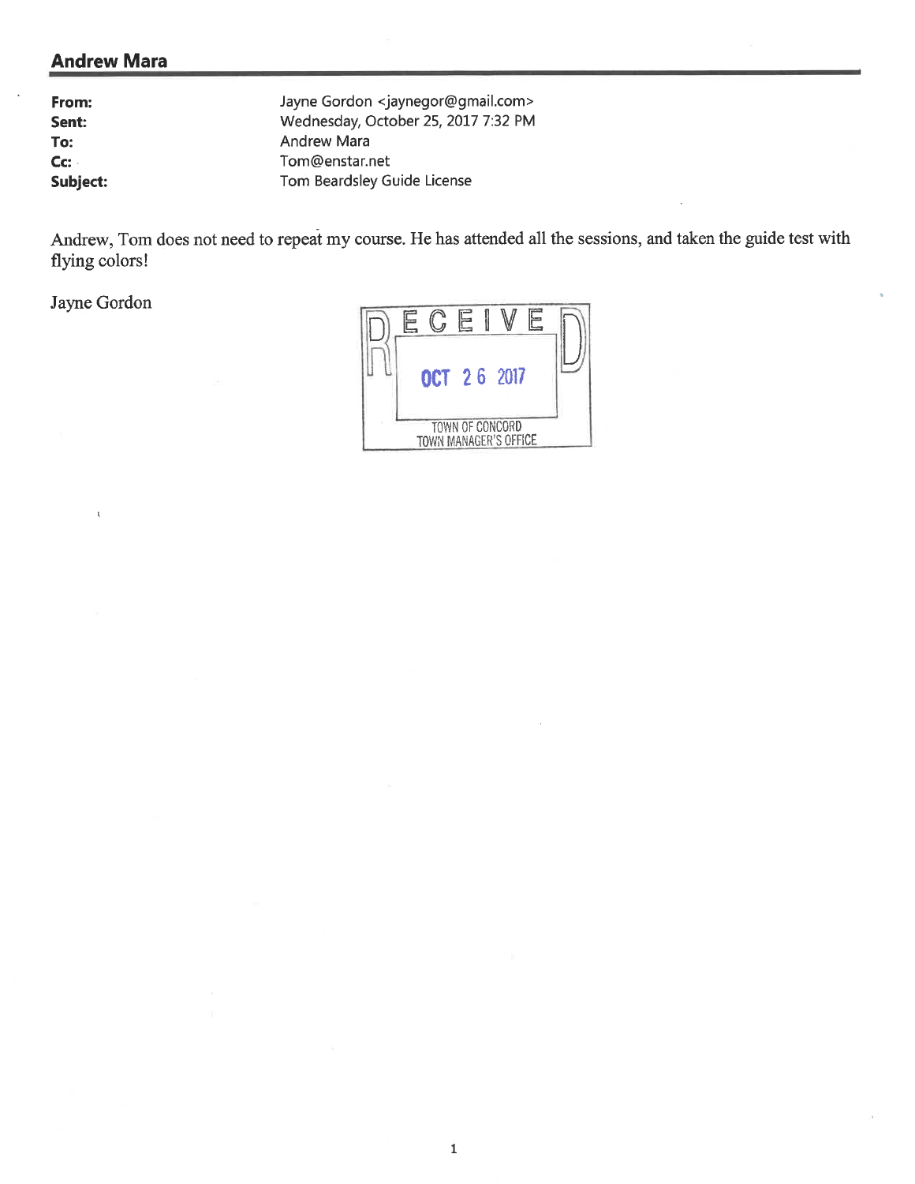## Andrew Mara

**From:** Jayne Gordon <jaynegor@gmail.com>
**Sent:** Wednesday, October 25, 2017 7:32 PM
**To:** Andrew Mara
**Cc:** Tom@enstar.net
**Subject:** Tom Beardsley Guide License

Andrew, Tom does not need to repeat my course. He has attended all the sessions, and taken the guide test with flying colors!

Jayne Gordon

RECEIVED
OCT 26 2017
TOWN OF CONCORD
TOWN MANAGER'S OFFICE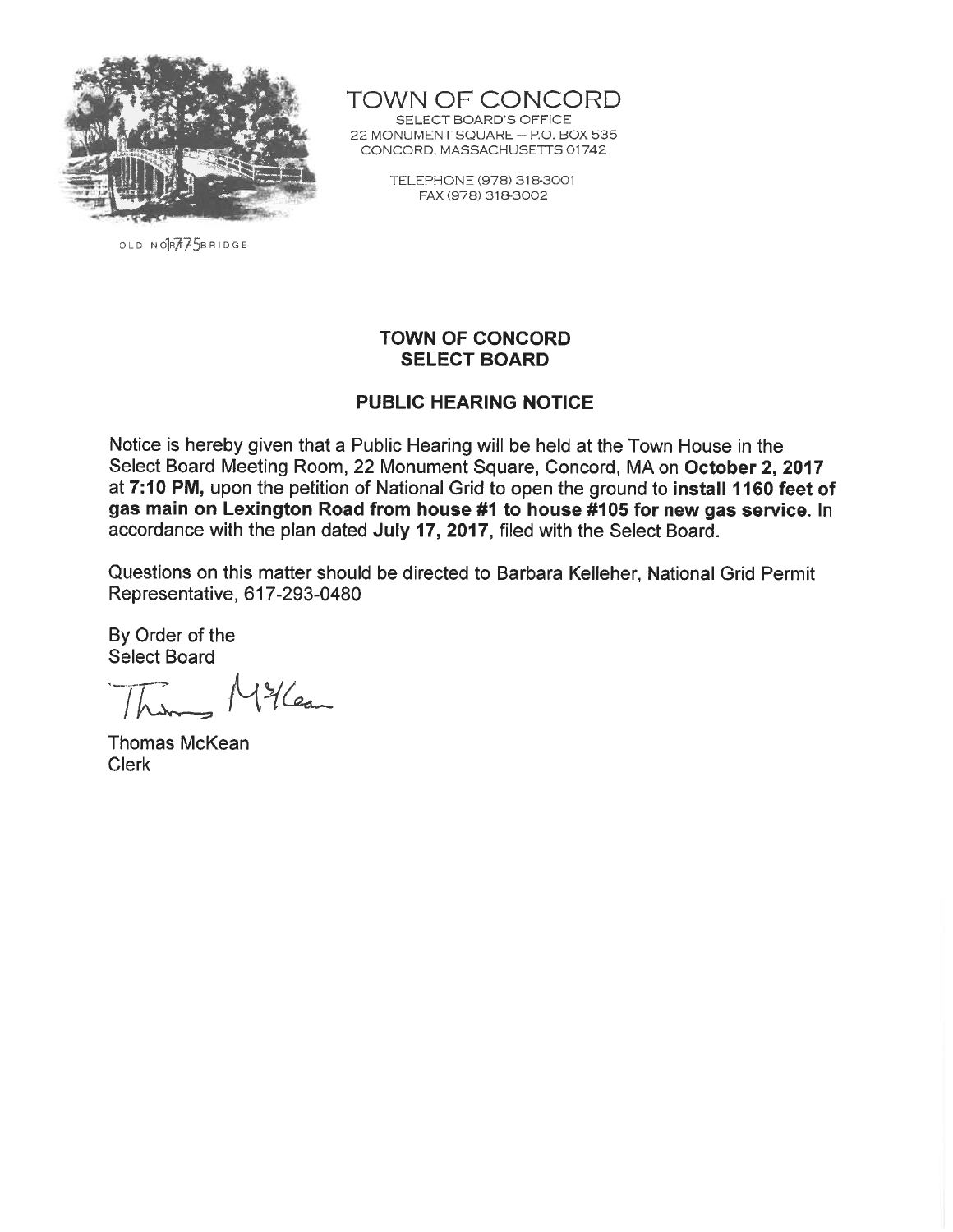TOWN OF CONCORD
SELECT BOARD'S OFFICE
22 MONUMENT SQUARE – P.O. BOX 535
CONCORD, MASSACHUSETTS 01742

TELEPHONE (978) 318-3001
FAX (978) 318-3002

OLD NORTH BRIDGE 1775

## TOWN OF CONCORD
## SELECT BOARD

### PUBLIC HEARING NOTICE

Notice is hereby given that a Public Hearing will be held at the Town House in the Select Board Meeting Room, 22 Monument Square, Concord, MA on **October 2, 2017** at **7:10 PM,** upon the petition of National Grid to open the ground to **install 1160 feet of gas main on Lexington Road from house #1 to house #105 for new gas service**. In accordance with the plan dated **July 17, 2017**, filed with the Select Board.

Questions on this matter should be directed to Barbara Kelleher, National Grid Permit Representative, 617-293-0480

By Order of the
Select Board

Thomas McKean

Thomas McKean
Clerk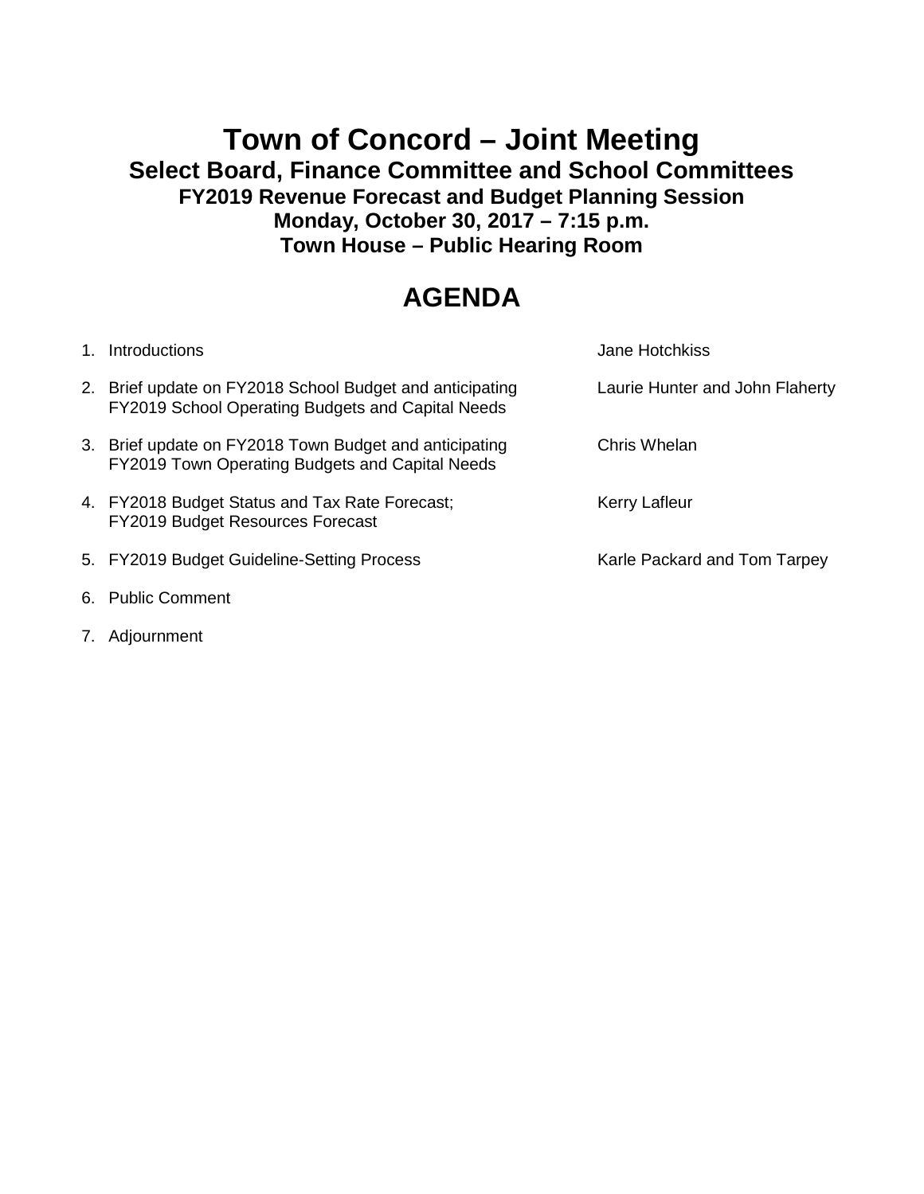# Town of Concord – Joint Meeting

## Select Board, Finance Committee and School Committees

### FY2019 Revenue Forecast and Budget Planning Session

### Monday, October 30, 2017 – 7:15 p.m.

### Town House – Public Hearing Room

## AGENDA

| Item | Presenter |
|---|---|
| 1. Introductions | Jane Hotchkiss |
| 2. Brief update on FY2018 School Budget and anticipating FY2019 School Operating Budgets and Capital Needs | Laurie Hunter and John Flaherty |
| 3. Brief update on FY2018 Town Budget and anticipating FY2019 Town Operating Budgets and Capital Needs | Chris Whelan |
| 4. FY2018 Budget Status and Tax Rate Forecast; FY2019 Budget Resources Forecast | Kerry Lafleur |
| 5. FY2019 Budget Guideline-Setting Process | Karle Packard and Tom Tarpey |
| 6. Public Comment | |
| 7. Adjournment | |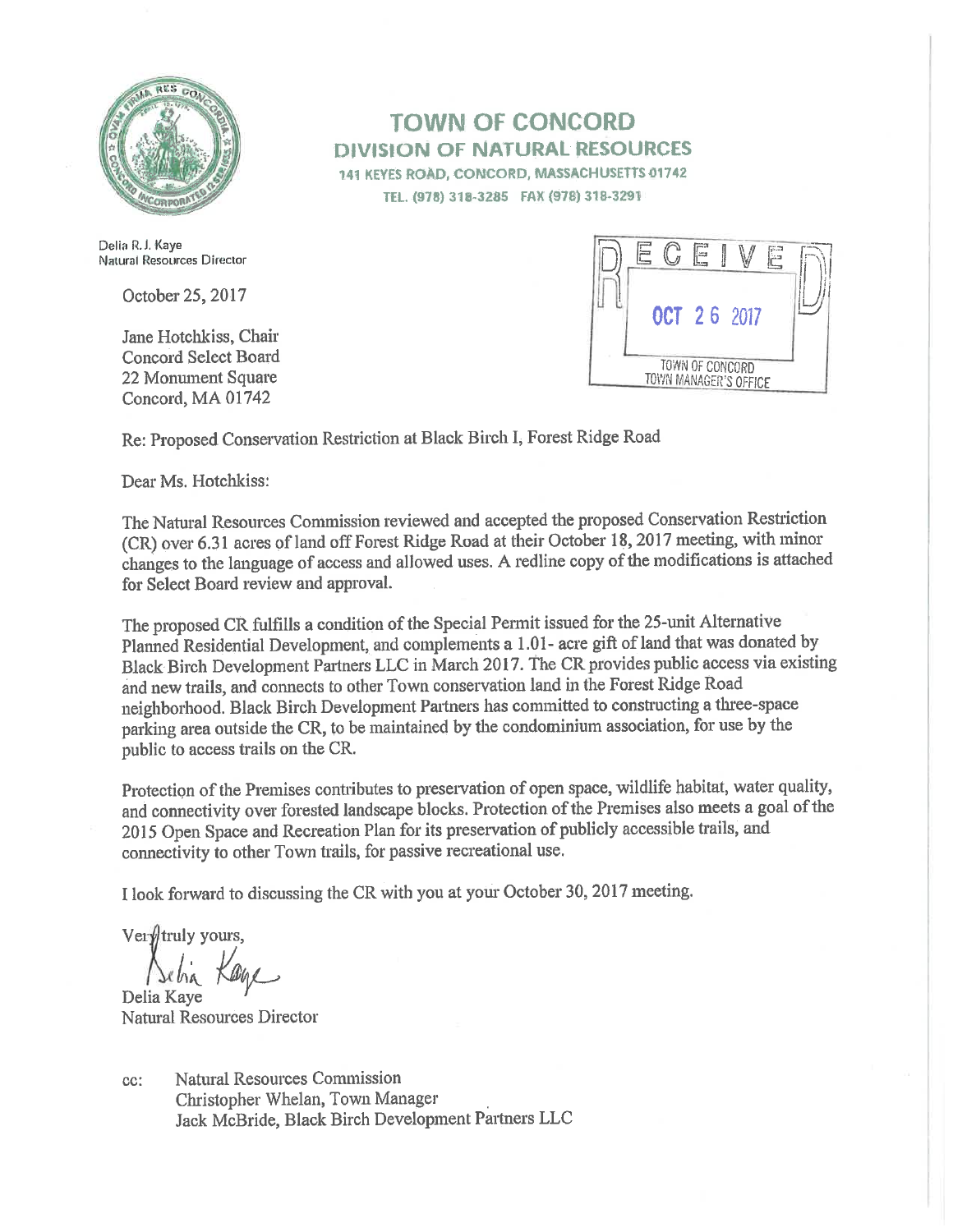# TOWN OF CONCORD

## DIVISION OF NATURAL RESOURCES

141 KEYES ROAD, CONCORD, MASSACHUSETTS 01742

TEL. (978) 318-3285 FAX (978) 318-3291

Delia R. J. Kaye
Natural Resources Director

RECEIVED
OCT 26 2017
TOWN OF CONCORD
TOWN MANAGER'S OFFICE

October 25, 2017

Jane Hotchkiss, Chair
Concord Select Board
22 Monument Square
Concord, MA 01742

Re: Proposed Conservation Restriction at Black Birch I, Forest Ridge Road

Dear Ms. Hotchkiss:

The Natural Resources Commission reviewed and accepted the proposed Conservation Restriction (CR) over 6.31 acres of land off Forest Ridge Road at their October 18, 2017 meeting, with minor changes to the language of access and allowed uses. A redline copy of the modifications is attached for Select Board review and approval.

The proposed CR fulfills a condition of the Special Permit issued for the 25-unit Alternative Planned Residential Development, and complements a 1.01- acre gift of land that was donated by Black Birch Development Partners LLC in March 2017. The CR provides public access via existing and new trails, and connects to other Town conservation land in the Forest Ridge Road neighborhood. Black Birch Development Partners has committed to constructing a three-space parking area outside the CR, to be maintained by the condominium association, for use by the public to access trails on the CR.

Protection of the Premises contributes to preservation of open space, wildlife habitat, water quality, and connectivity over forested landscape blocks. Protection of the Premises also meets a goal of the 2015 Open Space and Recreation Plan for its preservation of publicly accessible trails, and connectivity to other Town trails, for passive recreational use.

I look forward to discussing the CR with you at your October 30, 2017 meeting.

Very truly yours,

Delia Kaye
Natural Resources Director

cc: Natural Resources Commission
Christopher Whelan, Town Manager
Jack McBride, Black Birch Development Partners LLC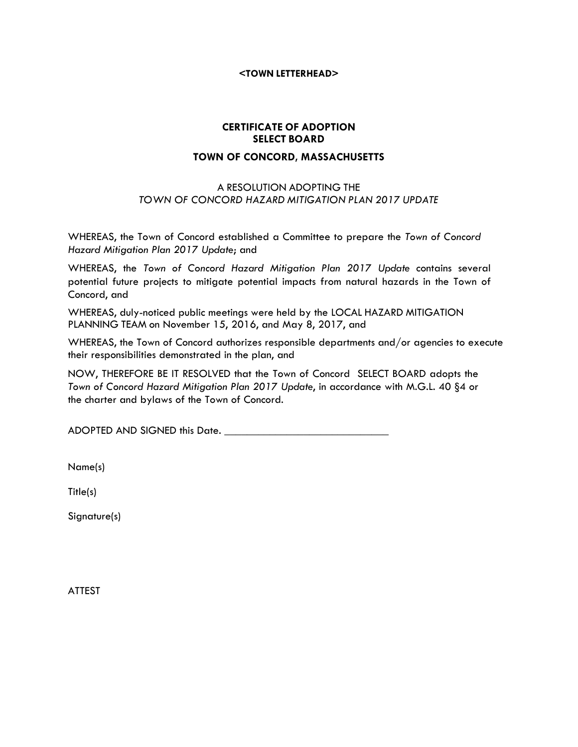**<TOWN LETTERHEAD>**

# CERTIFICATE OF ADOPTION
# SELECT BOARD
## TOWN OF CONCORD, MASSACHUSETTS

A RESOLUTION ADOPTING THE
*TOWN OF CONCORD HAZARD MITIGATION PLAN 2017 UPDATE*

WHEREAS, the Town of Concord established a Committee to prepare the *Town of Concord Hazard Mitigation Plan 2017 Update*; and

WHEREAS, the *Town of Concord Hazard Mitigation Plan 2017 Update* contains several potential future projects to mitigate potential impacts from natural hazards in the Town of Concord, and

WHEREAS, duly-noticed public meetings were held by the LOCAL HAZARD MITIGATION PLANNING TEAM on November 15, 2016, and May 8, 2017, and

WHEREAS, the Town of Concord authorizes responsible departments and/or agencies to execute their responsibilities demonstrated in the plan, and

NOW, THEREFORE BE IT RESOLVED that the Town of Concord SELECT BOARD adopts the *Town of Concord Hazard Mitigation Plan 2017 Update*, in accordance with M.G.L. 40 §4 or the charter and bylaws of the Town of Concord.

ADOPTED AND SIGNED this Date. ______________________________

Name(s)

Title(s)

Signature(s)

ATTEST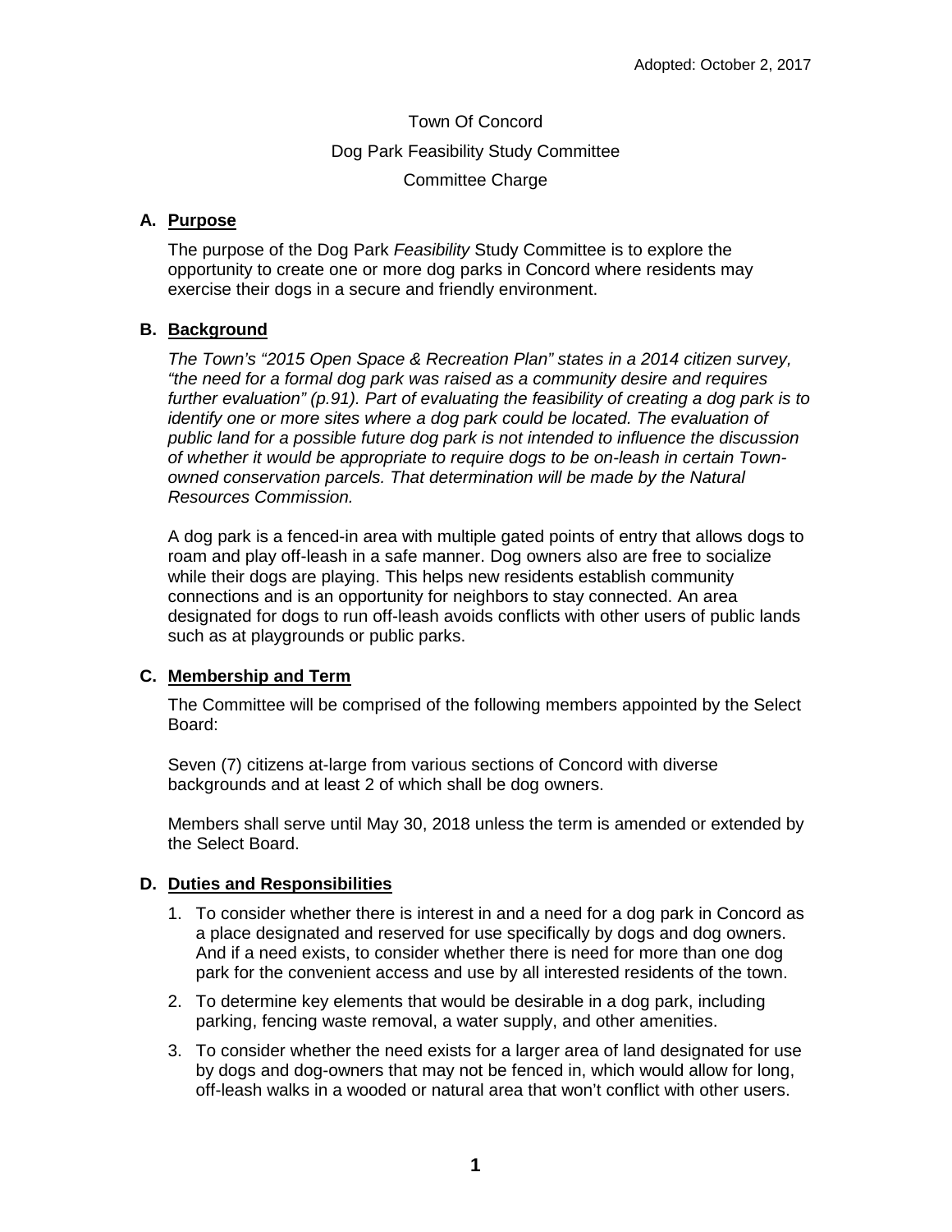Adopted: October 2, 2017

Town Of Concord

Dog Park Feasibility Study Committee

Committee Charge

**A. Purpose**

The purpose of the Dog Park *Feasibility* Study Committee is to explore the opportunity to create one or more dog parks in Concord where residents may exercise their dogs in a secure and friendly environment.

**B. Background**

*The Town's "2015 Open Space & Recreation Plan" states in a 2014 citizen survey, "the need for a formal dog park was raised as a community desire and requires further evaluation" (p.91). Part of evaluating the feasibility of creating a dog park is to identify one or more sites where a dog park could be located. The evaluation of public land for a possible future dog park is not intended to influence the discussion of whether it would be appropriate to require dogs to be on-leash in certain Town-owned conservation parcels. That determination will be made by the Natural Resources Commission.*

A dog park is a fenced-in area with multiple gated points of entry that allows dogs to roam and play off-leash in a safe manner. Dog owners also are free to socialize while their dogs are playing. This helps new residents establish community connections and is an opportunity for neighbors to stay connected. An area designated for dogs to run off-leash avoids conflicts with other users of public lands such as at playgrounds or public parks.

**C. Membership and Term**

The Committee will be comprised of the following members appointed by the Select Board:

Seven (7) citizens at-large from various sections of Concord with diverse backgrounds and at least 2 of which shall be dog owners.

Members shall serve until May 30, 2018 unless the term is amended or extended by the Select Board.

**D. Duties and Responsibilities**

1. To consider whether there is interest in and a need for a dog park in Concord as a place designated and reserved for use specifically by dogs and dog owners. And if a need exists, to consider whether there is need for more than one dog park for the convenient access and use by all interested residents of the town.
2. To determine key elements that would be desirable in a dog park, including parking, fencing waste removal, a water supply, and other amenities.
3. To consider whether the need exists for a larger area of land designated for use by dogs and dog-owners that may not be fenced in, which would allow for long, off-leash walks in a wooded or natural area that won't conflict with other users.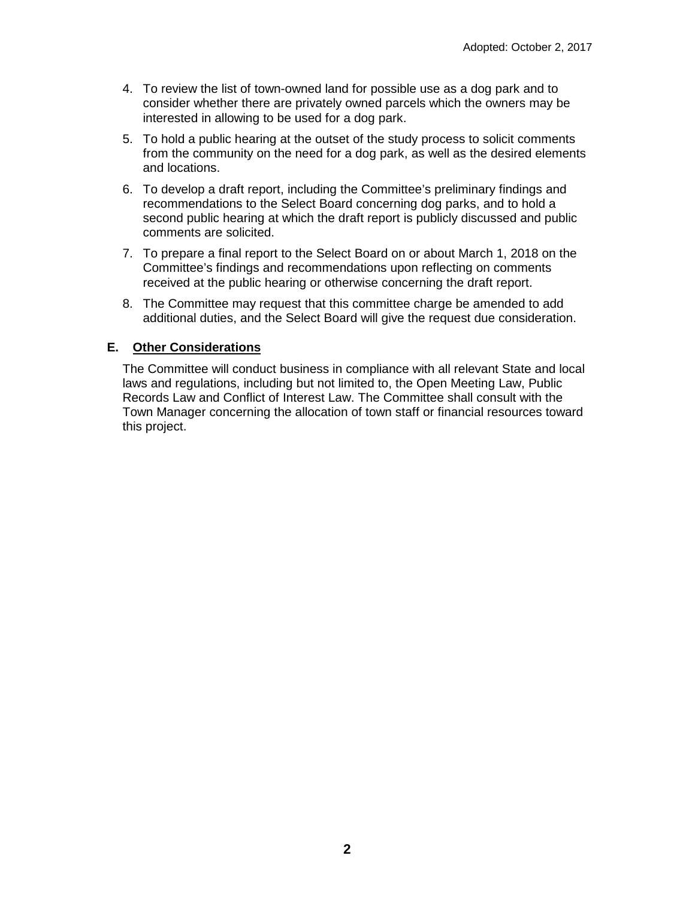4. To review the list of town-owned land for possible use as a dog park and to consider whether there are privately owned parcels which the owners may be interested in allowing to be used for a dog park.
5. To hold a public hearing at the outset of the study process to solicit comments from the community on the need for a dog park, as well as the desired elements and locations.
6. To develop a draft report, including the Committee's preliminary findings and recommendations to the Select Board concerning dog parks, and to hold a second public hearing at which the draft report is publicly discussed and public comments are solicited.
7. To prepare a final report to the Select Board on or about March 1, 2018 on the Committee's findings and recommendations upon reflecting on comments received at the public hearing or otherwise concerning the draft report.
8. The Committee may request that this committee charge be amended to add additional duties, and the Select Board will give the request due consideration.

### E. Other Considerations

The Committee will conduct business in compliance with all relevant State and local laws and regulations, including but not limited to, the Open Meeting Law, Public Records Law and Conflict of Interest Law. The Committee shall consult with the Town Manager concerning the allocation of town staff or financial resources toward this project.